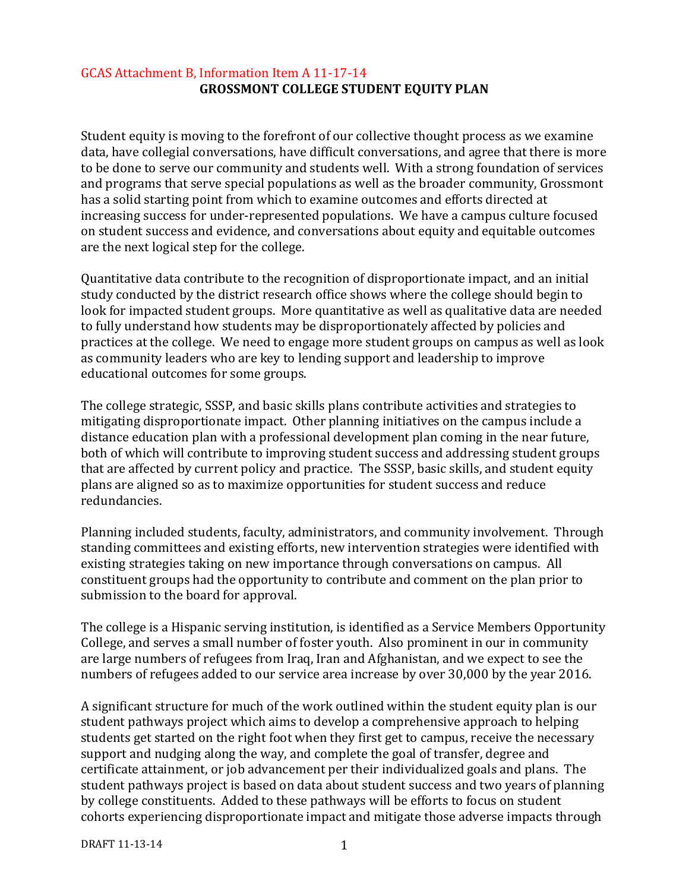GCAS Attachment B, Information Item A 11-17-14

# GROSSMONT COLLEGE STUDENT EQUITY PLAN

Student equity is moving to the forefront of our collective thought process as we examine data, have collegial conversations, have difficult conversations, and agree that there is more to be done to serve our community and students well. With a strong foundation of services and programs that serve special populations as well as the broader community, Grossmont has a solid starting point from which to examine outcomes and efforts directed at increasing success for under-represented populations. We have a campus culture focused on student success and evidence, and conversations about equity and equitable outcomes are the next logical step for the college.

Quantitative data contribute to the recognition of disproportionate impact, and an initial study conducted by the district research office shows where the college should begin to look for impacted student groups. More quantitative as well as qualitative data are needed to fully understand how students may be disproportionately affected by policies and practices at the college. We need to engage more student groups on campus as well as look as community leaders who are key to lending support and leadership to improve educational outcomes for some groups.

The college strategic, SSSP, and basic skills plans contribute activities and strategies to mitigating disproportionate impact. Other planning initiatives on the campus include a distance education plan with a professional development plan coming in the near future, both of which will contribute to improving student success and addressing student groups that are affected by current policy and practice. The SSSP, basic skills, and student equity plans are aligned so as to maximize opportunities for student success and reduce redundancies.

Planning included students, faculty, administrators, and community involvement. Through standing committees and existing efforts, new intervention strategies were identified with existing strategies taking on new importance through conversations on campus. All constituent groups had the opportunity to contribute and comment on the plan prior to submission to the board for approval.

The college is a Hispanic serving institution, is identified as a Service Members Opportunity College, and serves a small number of foster youth. Also prominent in our in community are large numbers of refugees from Iraq, Iran and Afghanistan, and we expect to see the numbers of refugees added to our service area increase by over 30,000 by the year 2016.

A significant structure for much of the work outlined within the student equity plan is our student pathways project which aims to develop a comprehensive approach to helping students get started on the right foot when they first get to campus, receive the necessary support and nudging along the way, and complete the goal of transfer, degree and certificate attainment, or job advancement per their individualized goals and plans. The student pathways project is based on data about student success and two years of planning by college constituents. Added to these pathways will be efforts to focus on student cohorts experiencing disproportionate impact and mitigate those adverse impacts through

DRAFT 11-13-14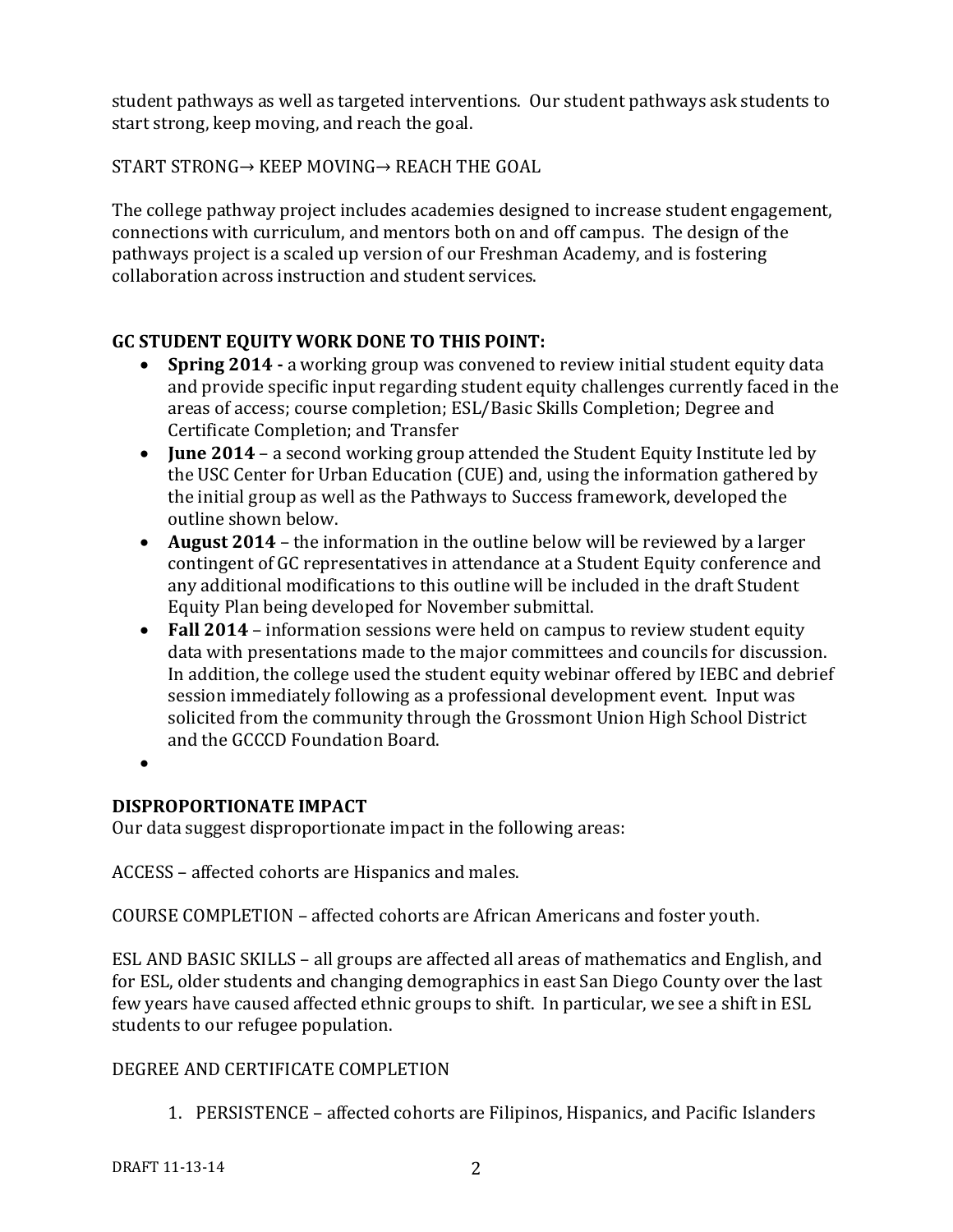student pathways as well as targeted interventions. Our student pathways ask students to start strong, keep moving, and reach the goal.

START STRONG→ KEEP MOVING→ REACH THE GOAL

The college pathway project includes academies designed to increase student engagement, connections with curriculum, and mentors both on and off campus. The design of the pathways project is a scaled up version of our Freshman Academy, and is fostering collaboration across instruction and student services.

**GC STUDENT EQUITY WORK DONE TO THIS POINT:**

- **Spring 2014 -** a working group was convened to review initial student equity data and provide specific input regarding student equity challenges currently faced in the areas of access; course completion; ESL/Basic Skills Completion; Degree and Certificate Completion; and Transfer
- **June 2014** – a second working group attended the Student Equity Institute led by the USC Center for Urban Education (CUE) and, using the information gathered by the initial group as well as the Pathways to Success framework, developed the outline shown below.
- **August 2014** – the information in the outline below will be reviewed by a larger contingent of GC representatives in attendance at a Student Equity conference and any additional modifications to this outline will be included in the draft Student Equity Plan being developed for November submittal.
- **Fall 2014** – information sessions were held on campus to review student equity data with presentations made to the major committees and councils for discussion. In addition, the college used the student equity webinar offered by IEBC and debrief session immediately following as a professional development event. Input was solicited from the community through the Grossmont Union High School District and the GCCCD Foundation Board.
-

**DISPROPORTIONATE IMPACT**

Our data suggest disproportionate impact in the following areas:

ACCESS – affected cohorts are Hispanics and males.

COURSE COMPLETION – affected cohorts are African Americans and foster youth.

ESL AND BASIC SKILLS – all groups are affected all areas of mathematics and English, and for ESL, older students and changing demographics in east San Diego County over the last few years have caused affected ethnic groups to shift. In particular, we see a shift in ESL students to our refugee population.

DEGREE AND CERTIFICATE COMPLETION

1. PERSISTENCE – affected cohorts are Filipinos, Hispanics, and Pacific Islanders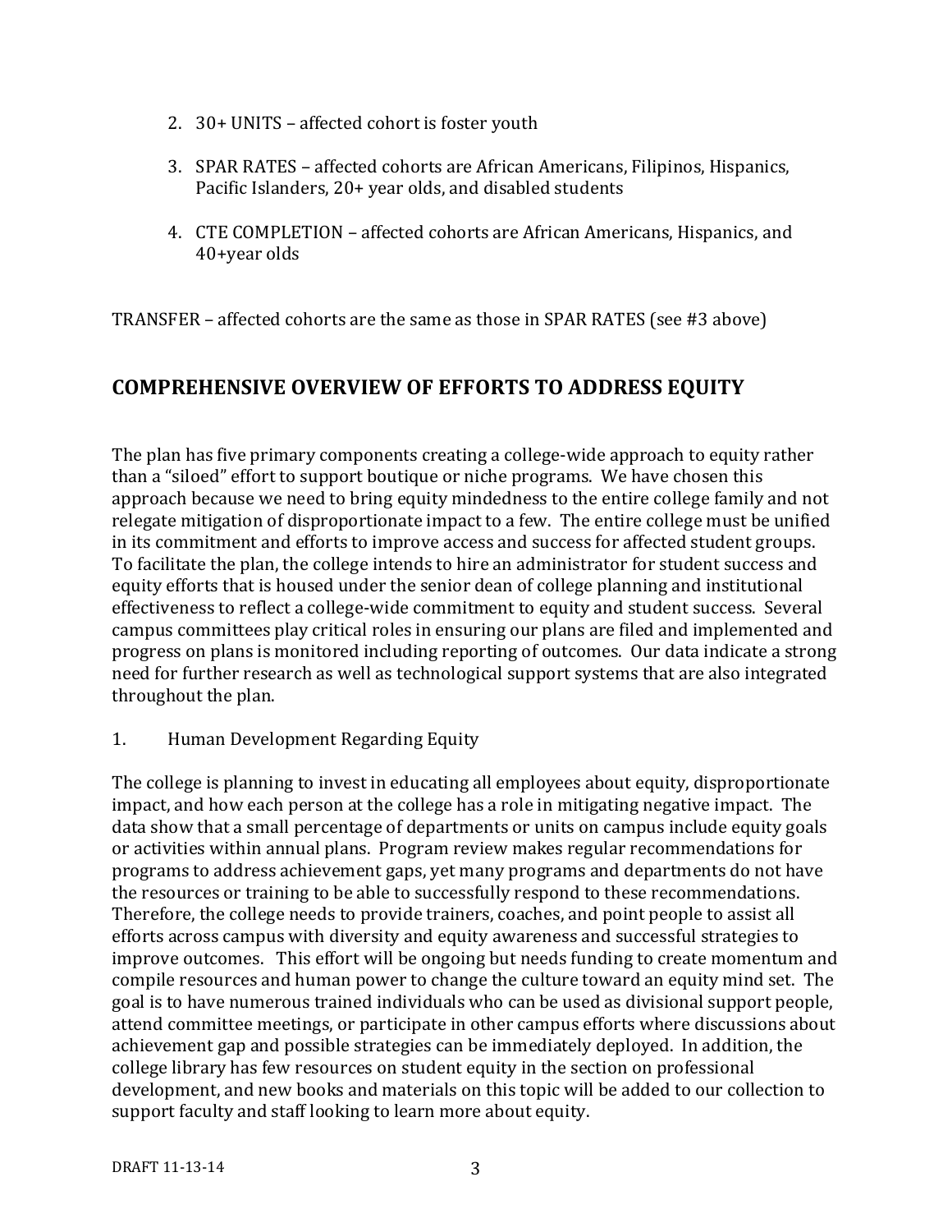2. 30+ UNITS – affected cohort is foster youth

3. SPAR RATES – affected cohorts are African Americans, Filipinos, Hispanics, Pacific Islanders, 20+ year olds, and disabled students

4. CTE COMPLETION – affected cohorts are African Americans, Hispanics, and 40+year olds

TRANSFER – affected cohorts are the same as those in SPAR RATES (see #3 above)

## COMPREHENSIVE OVERVIEW OF EFFORTS TO ADDRESS EQUITY

The plan has five primary components creating a college-wide approach to equity rather than a "siloed" effort to support boutique or niche programs. We have chosen this approach because we need to bring equity mindedness to the entire college family and not relegate mitigation of disproportionate impact to a few. The entire college must be unified in its commitment and efforts to improve access and success for affected student groups. To facilitate the plan, the college intends to hire an administrator for student success and equity efforts that is housed under the senior dean of college planning and institutional effectiveness to reflect a college-wide commitment to equity and student success. Several campus committees play critical roles in ensuring our plans are filed and implemented and progress on plans is monitored including reporting of outcomes. Our data indicate a strong need for further research as well as technological support systems that are also integrated throughout the plan.

1. Human Development Regarding Equity

The college is planning to invest in educating all employees about equity, disproportionate impact, and how each person at the college has a role in mitigating negative impact. The data show that a small percentage of departments or units on campus include equity goals or activities within annual plans. Program review makes regular recommendations for programs to address achievement gaps, yet many programs and departments do not have the resources or training to be able to successfully respond to these recommendations. Therefore, the college needs to provide trainers, coaches, and point people to assist all efforts across campus with diversity and equity awareness and successful strategies to improve outcomes. This effort will be ongoing but needs funding to create momentum and compile resources and human power to change the culture toward an equity mind set. The goal is to have numerous trained individuals who can be used as divisional support people, attend committee meetings, or participate in other campus efforts where discussions about achievement gap and possible strategies can be immediately deployed. In addition, the college library has few resources on student equity in the section on professional development, and new books and materials on this topic will be added to our collection to support faculty and staff looking to learn more about equity.

DRAFT 11-13-14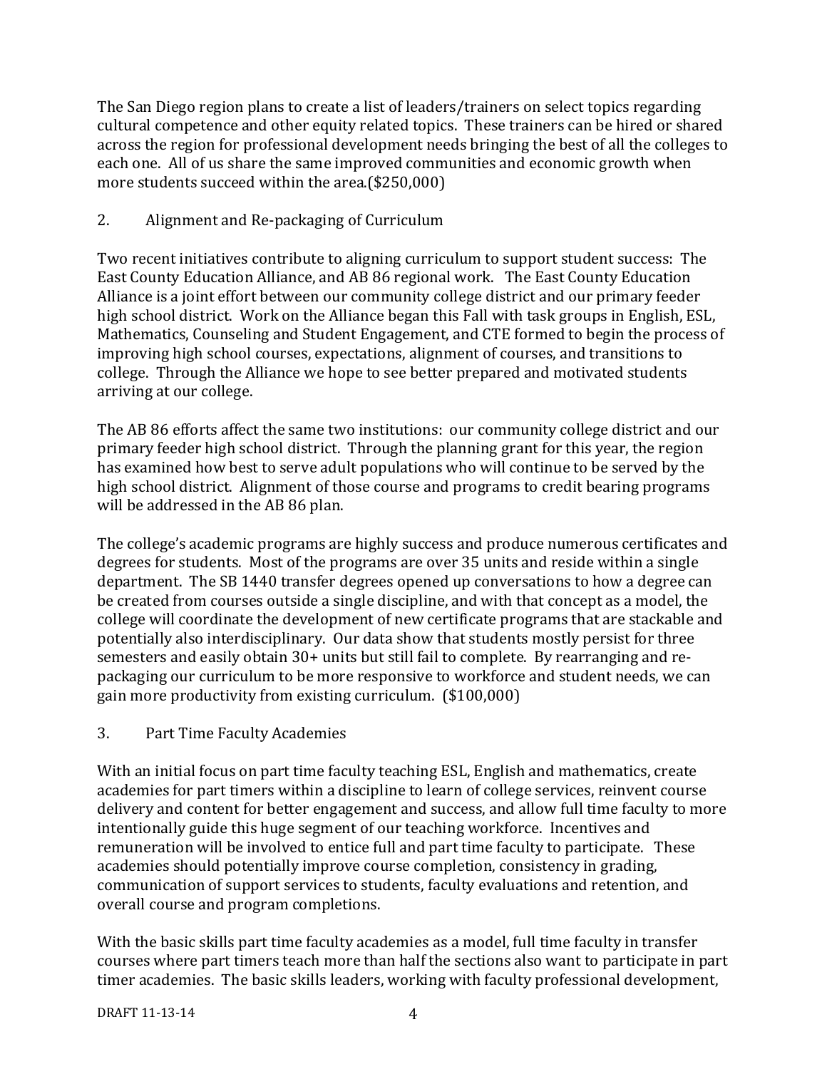The San Diego region plans to create a list of leaders/trainers on select topics regarding cultural competence and other equity related topics. These trainers can be hired or shared across the region for professional development needs bringing the best of all the colleges to each one. All of us share the same improved communities and economic growth when more students succeed within the area.($250,000)

2. Alignment and Re-packaging of Curriculum

Two recent initiatives contribute to aligning curriculum to support student success: The East County Education Alliance, and AB 86 regional work. The East County Education Alliance is a joint effort between our community college district and our primary feeder high school district. Work on the Alliance began this Fall with task groups in English, ESL, Mathematics, Counseling and Student Engagement, and CTE formed to begin the process of improving high school courses, expectations, alignment of courses, and transitions to college. Through the Alliance we hope to see better prepared and motivated students arriving at our college.

The AB 86 efforts affect the same two institutions: our community college district and our primary feeder high school district. Through the planning grant for this year, the region has examined how best to serve adult populations who will continue to be served by the high school district. Alignment of those course and programs to credit bearing programs will be addressed in the AB 86 plan.

The college's academic programs are highly success and produce numerous certificates and degrees for students. Most of the programs are over 35 units and reside within a single department. The SB 1440 transfer degrees opened up conversations to how a degree can be created from courses outside a single discipline, and with that concept as a model, the college will coordinate the development of new certificate programs that are stackable and potentially also interdisciplinary. Our data show that students mostly persist for three semesters and easily obtain 30+ units but still fail to complete. By rearranging and re-packaging our curriculum to be more responsive to workforce and student needs, we can gain more productivity from existing curriculum. ($100,000)

3. Part Time Faculty Academies

With an initial focus on part time faculty teaching ESL, English and mathematics, create academies for part timers within a discipline to learn of college services, reinvent course delivery and content for better engagement and success, and allow full time faculty to more intentionally guide this huge segment of our teaching workforce. Incentives and remuneration will be involved to entice full and part time faculty to participate. These academies should potentially improve course completion, consistency in grading, communication of support services to students, faculty evaluations and retention, and overall course and program completions.

With the basic skills part time faculty academies as a model, full time faculty in transfer courses where part timers teach more than half the sections also want to participate in part timer academies. The basic skills leaders, working with faculty professional development,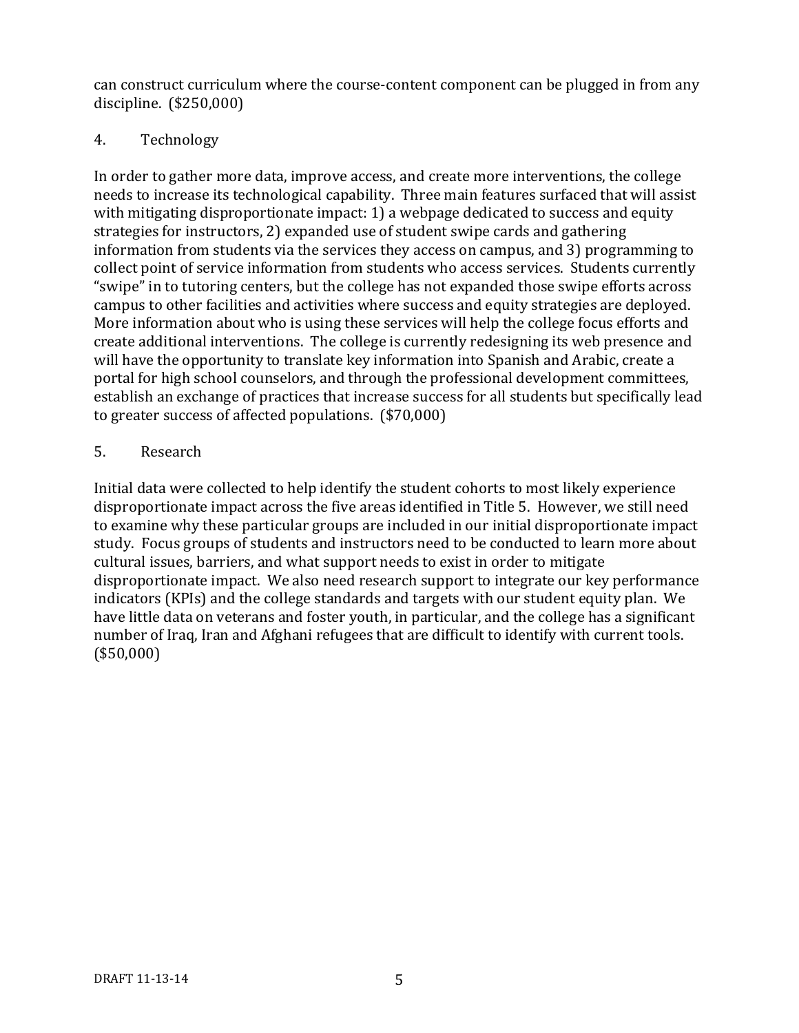can construct curriculum where the course-content component can be plugged in from any discipline. ($250,000)

4. Technology

In order to gather more data, improve access, and create more interventions, the college needs to increase its technological capability. Three main features surfaced that will assist with mitigating disproportionate impact: 1) a webpage dedicated to success and equity strategies for instructors, 2) expanded use of student swipe cards and gathering information from students via the services they access on campus, and 3) programming to collect point of service information from students who access services. Students currently "swipe" in to tutoring centers, but the college has not expanded those swipe efforts across campus to other facilities and activities where success and equity strategies are deployed. More information about who is using these services will help the college focus efforts and create additional interventions. The college is currently redesigning its web presence and will have the opportunity to translate key information into Spanish and Arabic, create a portal for high school counselors, and through the professional development committees, establish an exchange of practices that increase success for all students but specifically lead to greater success of affected populations. ($70,000)

5. Research

Initial data were collected to help identify the student cohorts to most likely experience disproportionate impact across the five areas identified in Title 5. However, we still need to examine why these particular groups are included in our initial disproportionate impact study. Focus groups of students and instructors need to be conducted to learn more about cultural issues, barriers, and what support needs to exist in order to mitigate disproportionate impact. We also need research support to integrate our key performance indicators (KPIs) and the college standards and targets with our student equity plan. We have little data on veterans and foster youth, in particular, and the college has a significant number of Iraq, Iran and Afghani refugees that are difficult to identify with current tools. ($50,000)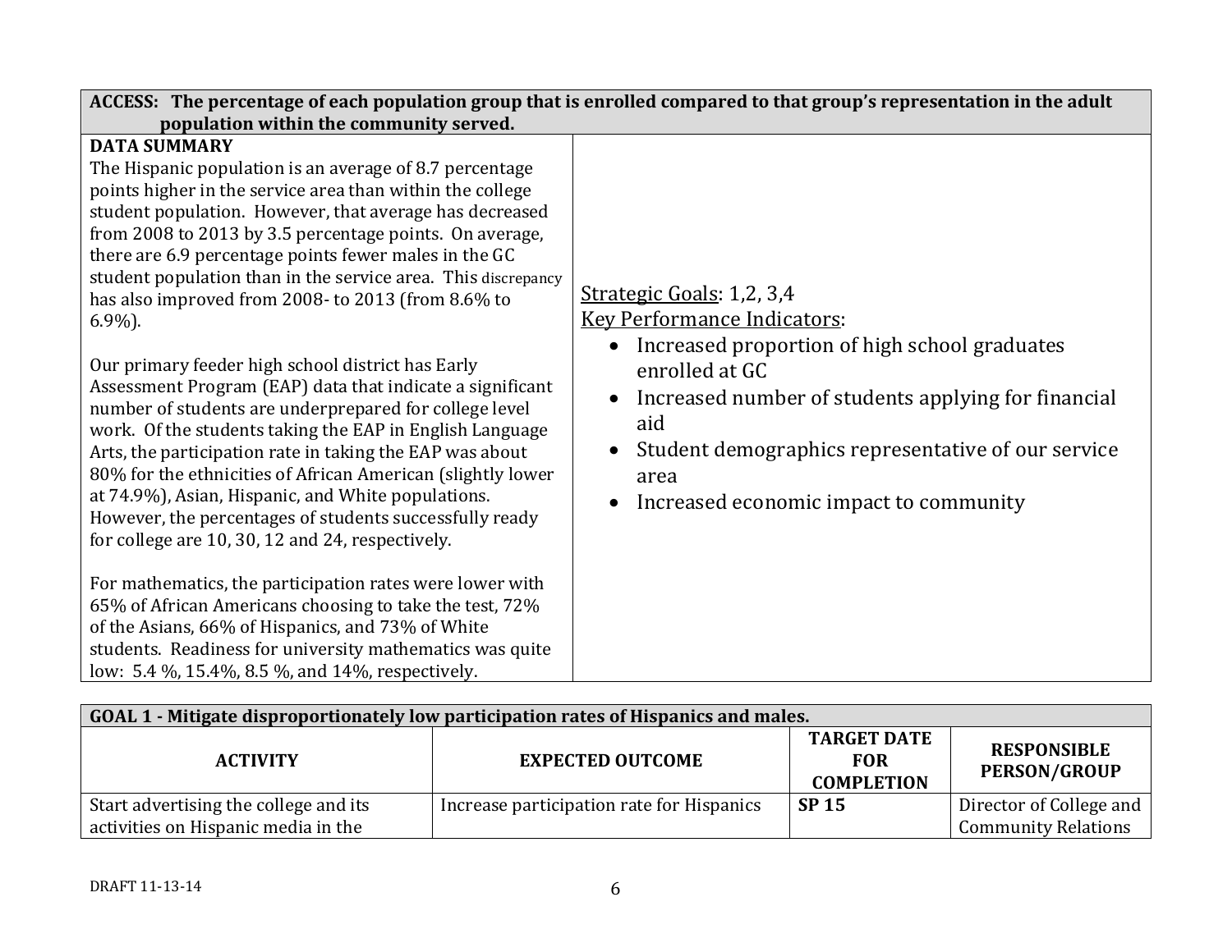| ACCESS: The percentage of each population group that is enrolled compared to that group's representation in the adult population within the community served. | |
|---|---|
| **DATA SUMMARY**<br>The Hispanic population is an average of 8.7 percentage points higher in the service area than within the college student population. However, that average has decreased from 2008 to 2013 by 3.5 percentage points. On average, there are 6.9 percentage points fewer males in the GC student population than in the service area. This discrepancy has also improved from 2008- to 2013 (from 8.6% to 6.9%).<br><br>Our primary feeder high school district has Early Assessment Program (EAP) data that indicate a significant number of students are underprepared for college level work. Of the students taking the EAP in English Language Arts, the participation rate in taking the EAP was about 80% for the ethnicities of African American (slightly lower at 74.9%), Asian, Hispanic, and White populations. However, the percentages of students successfully ready for college are 10, 30, 12 and 24, respectively.<br><br>For mathematics, the participation rates were lower with 65% of African Americans choosing to take the test, 72% of the Asians, 66% of Hispanics, and 73% of White students. Readiness for university mathematics was quite low: 5.4 %, 15.4%, 8.5 %, and 14%, respectively. | Strategic Goals: 1,2, 3,4<br>Key Performance Indicators:<br>• Increased proportion of high school graduates enrolled at GC<br>• Increased number of students applying for financial aid<br>• Student demographics representative of our service area<br>• Increased economic impact to community |

**GOAL 1 - Mitigate disproportionately low participation rates of Hispanics and males.**

| ACTIVITY | EXPECTED OUTCOME | TARGET DATE FOR COMPLETION | RESPONSIBLE PERSON/GROUP |
|---|---|---|---|
| Start advertising the college and its activities on Hispanic media in the | Increase participation rate for Hispanics | **SP 15** | Director of College and Community Relations |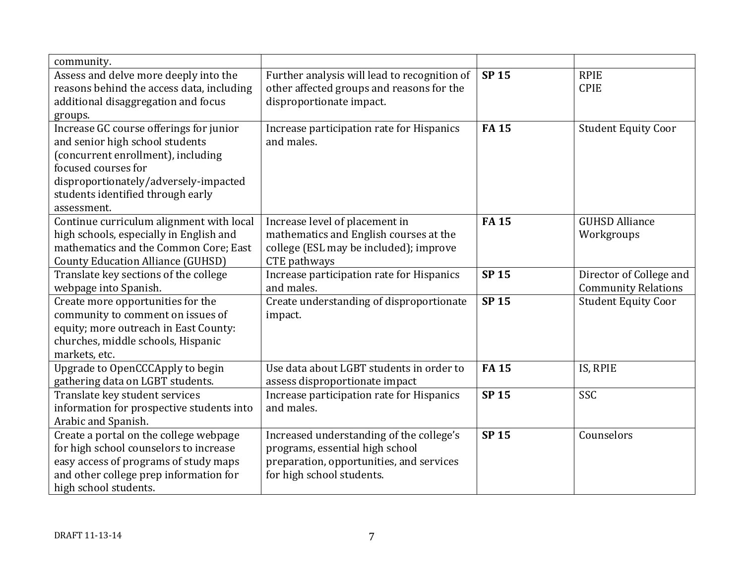| | | | |
|---|---|---|---|
| community. | | | |
| Assess and delve more deeply into the reasons behind the access data, including additional disaggregation and focus groups. | Further analysis will lead to recognition of other affected groups and reasons for the disproportionate impact. | **SP 15** | RPIE<br>CPIE |
| Increase GC course offerings for junior and senior high school students (concurrent enrollment), including focused courses for disproportionately/adversely-impacted students identified through early assessment. | Increase participation rate for Hispanics and males. | **FA 15** | Student Equity Coor |
| Continue curriculum alignment with local high schools, especially in English and mathematics and the Common Core; East County Education Alliance (GUHSD) | Increase level of placement in mathematics and English courses at the college (ESL may be included); improve CTE pathways | **FA 15** | GUHSD Alliance Workgroups |
| Translate key sections of the college webpage into Spanish. | Increase participation rate for Hispanics and males. | **SP 15** | Director of College and Community Relations |
| Create more opportunities for the community to comment on issues of equity; more outreach in East County: churches, middle schools, Hispanic markets, etc. | Create understanding of disproportionate impact. | **SP 15** | Student Equity Coor |
| Upgrade to OpenCCCApply to begin gathering data on LGBT students. | Use data about LGBT students in order to assess disproportionate impact | **FA 15** | IS, RPIE |
| Translate key student services information for prospective students into Arabic and Spanish. | Increase participation rate for Hispanics and males. | **SP 15** | SSC |
| Create a portal on the college webpage for high school counselors to increase easy access of programs of study maps and other college prep information for high school students. | Increased understanding of the college's programs, essential high school preparation, opportunities, and services for high school students. | **SP 15** | Counselors |

DRAFT 11-13-14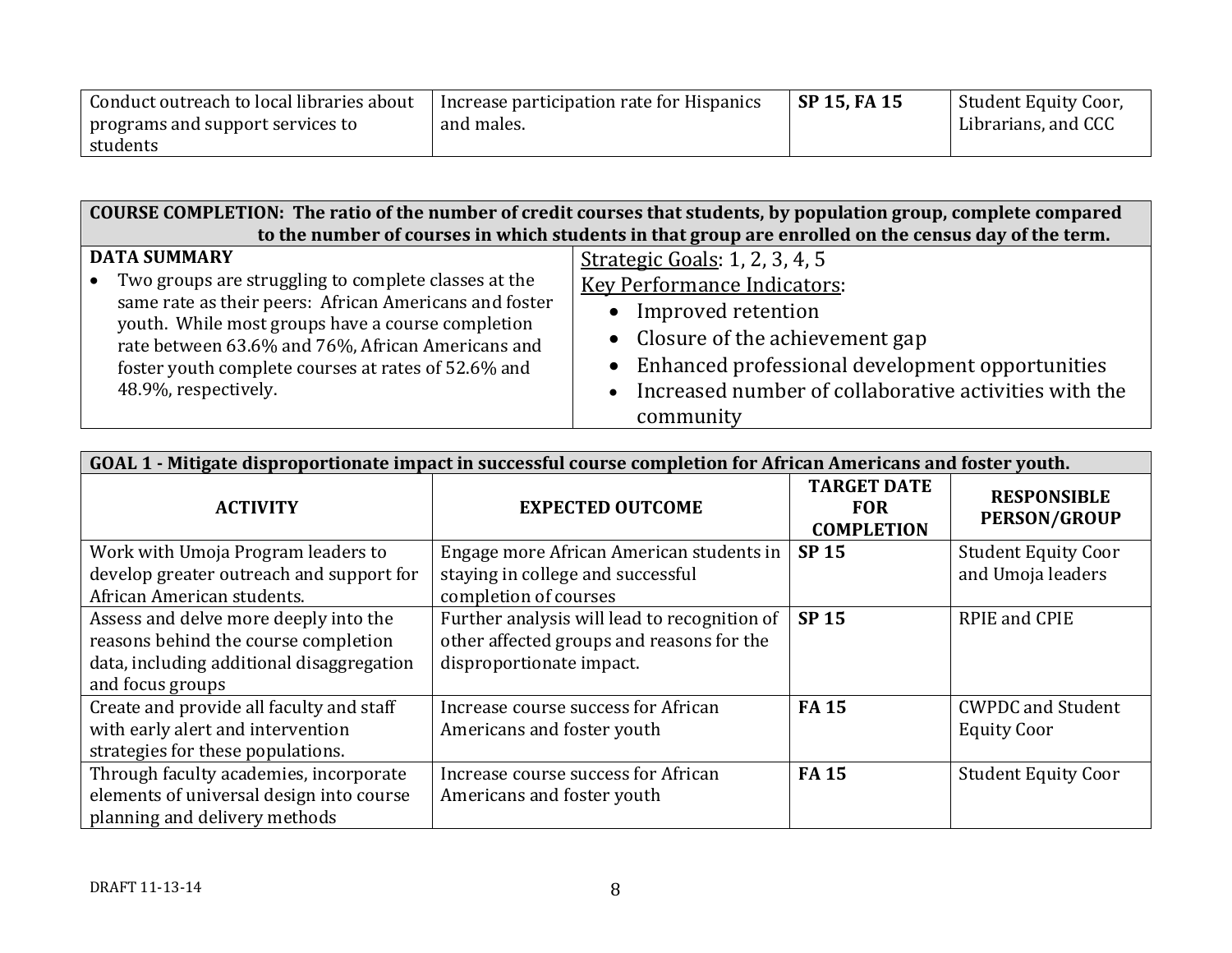| Conduct outreach to local libraries about programs and support services to students | Increase participation rate for Hispanics and males. | **SP 15, FA 15** | Student Equity Coor, Librarians, and CCC |
|---|---|---|---|

| **COURSE COMPLETION: The ratio of the number of credit courses that students, by population group, complete compared to the number of courses in which students in that group are enrolled on the census day of the term.** | |
|---|---|
| **DATA SUMMARY**<br>• Two groups are struggling to complete classes at the same rate as their peers: African Americans and foster youth. While most groups have a course completion rate between 63.6% and 76%, African Americans and foster youth complete courses at rates of 52.6% and 48.9%, respectively. | Strategic Goals: 1, 2, 3, 4, 5<br>Key Performance Indicators:<br>• Improved retention<br>• Closure of the achievement gap<br>• Enhanced professional development opportunities<br>• Increased number of collaborative activities with the community |

**GOAL 1 - Mitigate disproportionate impact in successful course completion for African Americans and foster youth.**

| ACTIVITY | EXPECTED OUTCOME | TARGET DATE FOR COMPLETION | RESPONSIBLE PERSON/GROUP |
|---|---|---|---|
| Work with Umoja Program leaders to develop greater outreach and support for African American students. | Engage more African American students in staying in college and successful completion of courses | **SP 15** | Student Equity Coor and Umoja leaders |
| Assess and delve more deeply into the reasons behind the course completion data, including additional disaggregation and focus groups | Further analysis will lead to recognition of other affected groups and reasons for the disproportionate impact. | **SP 15** | RPIE and CPIE |
| Create and provide all faculty and staff with early alert and intervention strategies for these populations. | Increase course success for African Americans and foster youth | **FA 15** | CWPDC and Student Equity Coor |
| Through faculty academies, incorporate elements of universal design into course planning and delivery methods | Increase course success for African Americans and foster youth | **FA 15** | Student Equity Coor |

DRAFT 11-13-14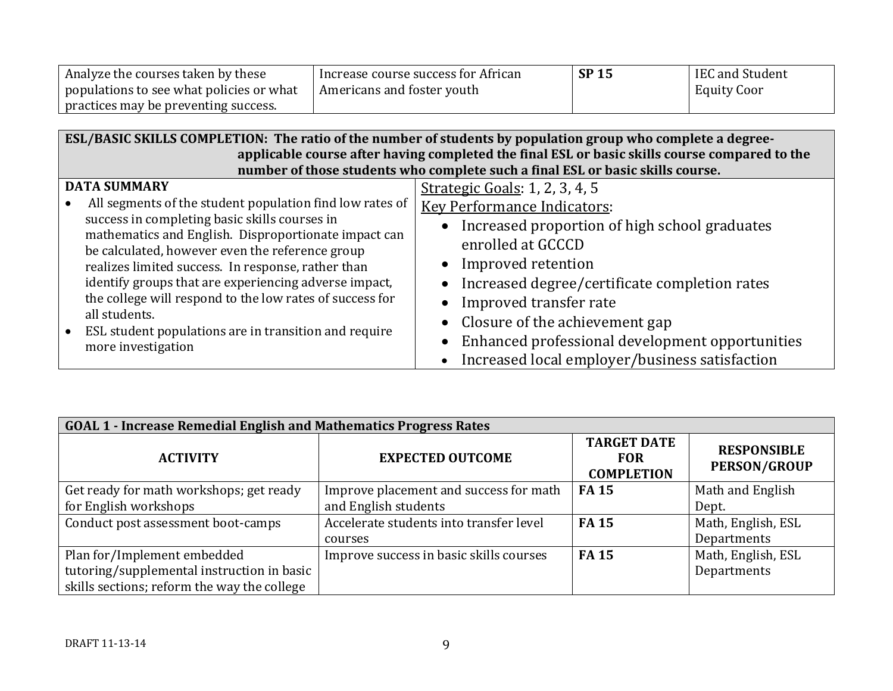| | | | |
|---|---|---|---|
| Analyze the courses taken by these populations to see what policies or what practices may be preventing success. | Increase course success for African Americans and foster youth | **SP 15** | IEC and Student Equity Coor |

| **ESL/BASIC SKILLS COMPLETION: The ratio of the number of students by population group who complete a degree-applicable course after having completed the final ESL or basic skills course compared to the number of those students who complete such a final ESL or basic skills course.** | |
|---|---|
| **DATA SUMMARY**<br>• All segments of the student population find low rates of success in completing basic skills courses in mathematics and English. Disproportionate impact can be calculated, however even the reference group realizes limited success. In response, rather than identify groups that are experiencing adverse impact, the college will respond to the low rates of success for all students.<br>• ESL student populations are in transition and require more investigation | Strategic Goals: 1, 2, 3, 4, 5<br>Key Performance Indicators:<br>• Increased proportion of high school graduates enrolled at GCCCD<br>• Improved retention<br>• Increased degree/certificate completion rates<br>• Improved transfer rate<br>• Closure of the achievement gap<br>• Enhanced professional development opportunities<br>• Increased local employer/business satisfaction |

| **GOAL 1 - Increase Remedial English and Mathematics Progress Rates** | | | |
|---|---|---|---|
| **ACTIVITY** | **EXPECTED OUTCOME** | **TARGET DATE FOR COMPLETION** | **RESPONSIBLE PERSON/GROUP** |
| Get ready for math workshops; get ready for English workshops | Improve placement and success for math and English students | **FA 15** | Math and English Dept. |
| Conduct post assessment boot-camps | Accelerate students into transfer level courses | **FA 15** | Math, English, ESL Departments |
| Plan for/Implement embedded tutoring/supplemental instruction in basic skills sections; reform the way the college | Improve success in basic skills courses | **FA 15** | Math, English, ESL Departments |

DRAFT 11-13-14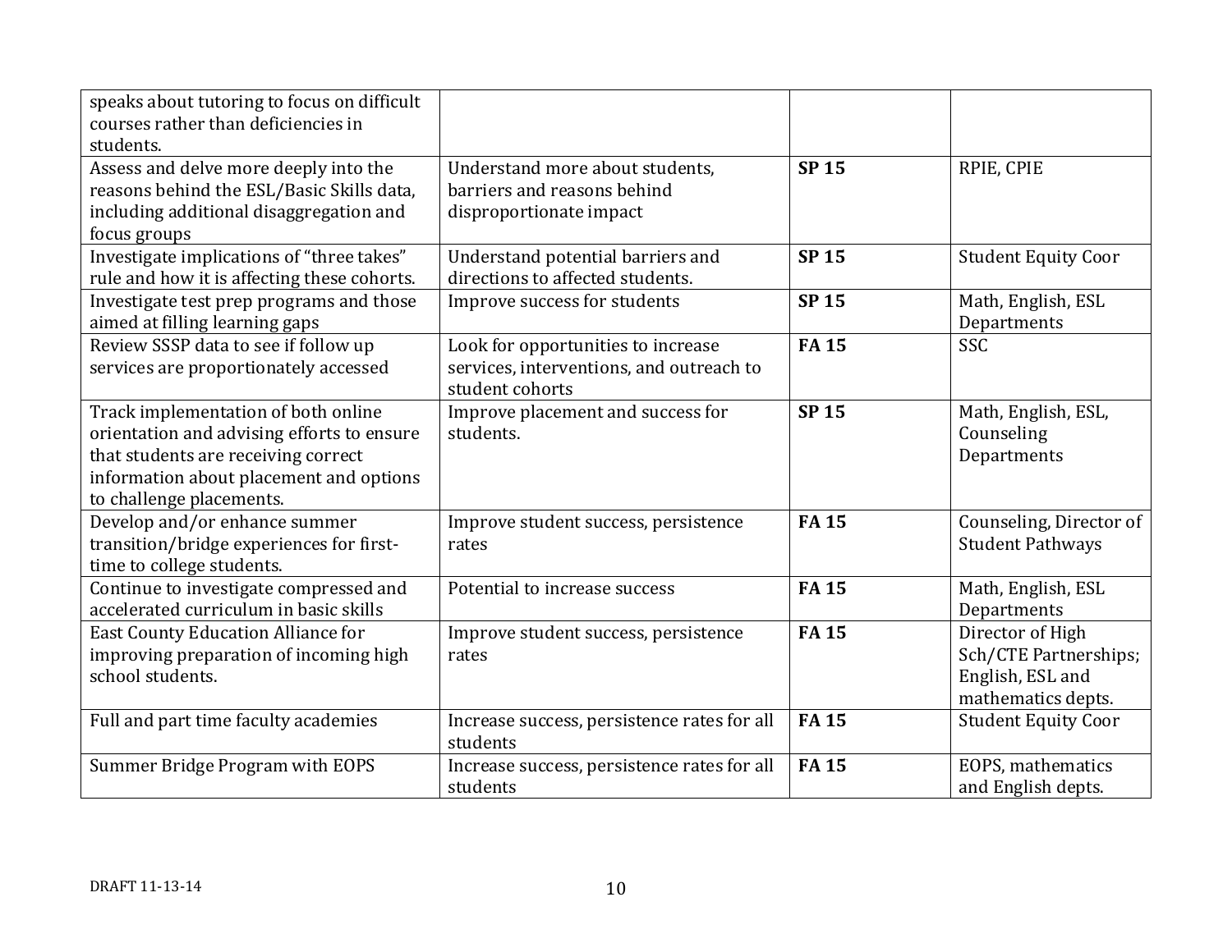| | | | |
|---|---|---|---|
| speaks about tutoring to focus on difficult courses rather than deficiencies in students. | | | |
| Assess and delve more deeply into the reasons behind the ESL/Basic Skills data, including additional disaggregation and focus groups | Understand more about students, barriers and reasons behind disproportionate impact | **SP 15** | RPIE, CPIE |
| Investigate implications of "three takes" rule and how it is affecting these cohorts. | Understand potential barriers and directions to affected students. | **SP 15** | Student Equity Coor |
| Investigate test prep programs and those aimed at filling learning gaps | Improve success for students | **SP 15** | Math, English, ESL Departments |
| Review SSSP data to see if follow up services are proportionately accessed | Look for opportunities to increase services, interventions, and outreach to student cohorts | **FA 15** | SSC |
| Track implementation of both online orientation and advising efforts to ensure that students are receiving correct information about placement and options to challenge placements. | Improve placement and success for students. | **SP 15** | Math, English, ESL, Counseling Departments |
| Develop and/or enhance summer transition/bridge experiences for first-time to college students. | Improve student success, persistence rates | **FA 15** | Counseling, Director of Student Pathways |
| Continue to investigate compressed and accelerated curriculum in basic skills | Potential to increase success | **FA 15** | Math, English, ESL Departments |
| East County Education Alliance for improving preparation of incoming high school students. | Improve student success, persistence rates | **FA 15** | Director of High Sch/CTE Partnerships; English, ESL and mathematics depts. |
| Full and part time faculty academies | Increase success, persistence rates for all students | **FA 15** | Student Equity Coor |
| Summer Bridge Program with EOPS | Increase success, persistence rates for all students | **FA 15** | EOPS, mathematics and English depts. |

DRAFT 11-13-14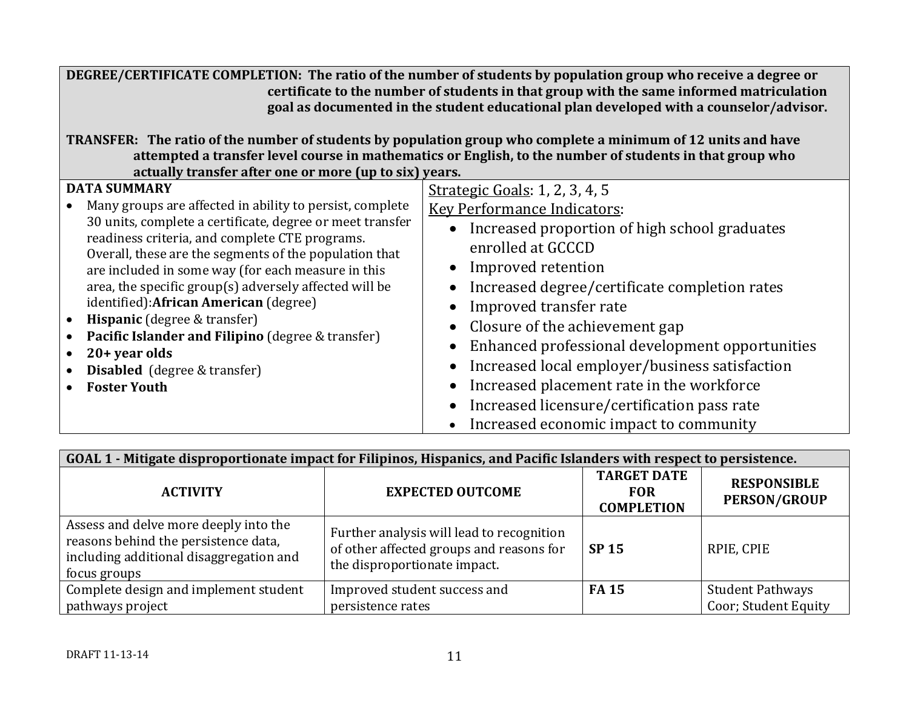**DEGREE/CERTIFICATE COMPLETION: The ratio of the number of students by population group who receive a degree or certificate to the number of students in that group with the same informed matriculation goal as documented in the student educational plan developed with a counselor/advisor.**

**TRANSFER: The ratio of the number of students by population group who complete a minimum of 12 units and have attempted a transfer level course in mathematics or English, to the number of students in that group who actually transfer after one or more (up to six) years.**

| DATA SUMMARY | Strategic Goals: 1, 2, 3, 4, 5 |
|---|---|
| • Many groups are affected in ability to persist, complete 30 units, complete a certificate, degree or meet transfer readiness criteria, and complete CTE programs. Overall, these are the segments of the population that are included in some way (for each measure in this area, the specific group(s) adversely affected will be identified):**African American** (degree)<br>• **Hispanic** (degree & transfer)<br>• **Pacific Islander and Filipino** (degree & transfer)<br>• **20+ year olds**<br>• **Disabled** (degree & transfer)<br>• **Foster Youth** | Key Performance Indicators:<br>• Increased proportion of high school graduates enrolled at GCCCD<br>• Improved retention<br>• Increased degree/certificate completion rates<br>• Improved transfer rate<br>• Closure of the achievement gap<br>• Enhanced professional development opportunities<br>• Increased local employer/business satisfaction<br>• Increased placement rate in the workforce<br>• Increased licensure/certification pass rate<br>• Increased economic impact to community |

**GOAL 1 - Mitigate disproportionate impact for Filipinos, Hispanics, and Pacific Islanders with respect to persistence.**

| ACTIVITY | EXPECTED OUTCOME | TARGET DATE FOR COMPLETION | RESPONSIBLE PERSON/GROUP |
|---|---|---|---|
| Assess and delve more deeply into the reasons behind the persistence data, including additional disaggregation and focus groups | Further analysis will lead to recognition of other affected groups and reasons for the disproportionate impact. | **SP 15** | RPIE, CPIE |
| Complete design and implement student pathways project | Improved student success and persistence rates | **FA 15** | Student Pathways Coor; Student Equity |

DRAFT 11-13-14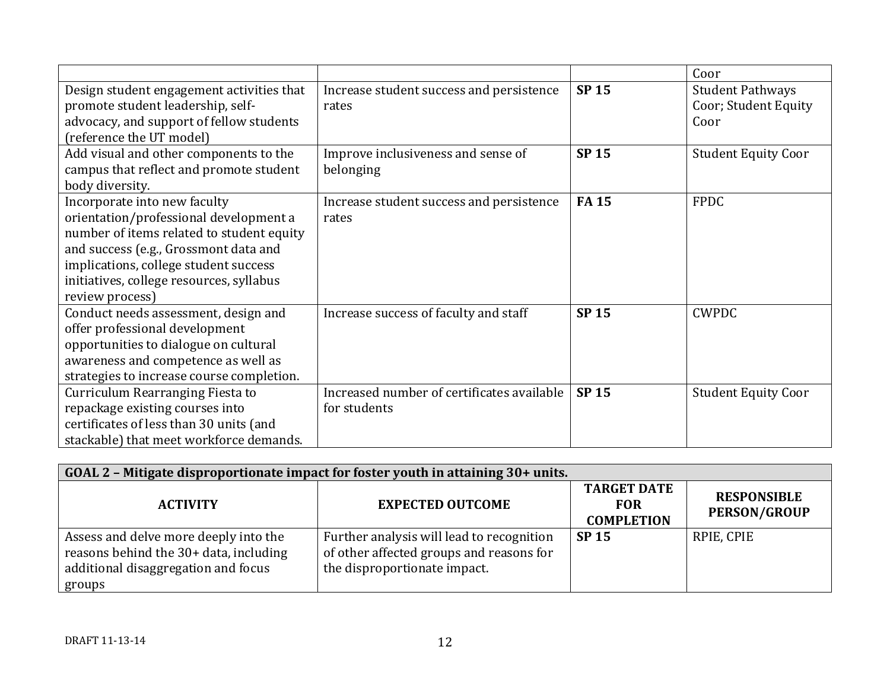| | | | |
|---|---|---|---|
| | | | Coor |
| Design student engagement activities that promote student leadership, self-advocacy, and support of fellow students (reference the UT model) | Increase student success and persistence rates | **SP 15** | Student Pathways Coor; Student Equity Coor |
| Add visual and other components to the campus that reflect and promote student body diversity. | Improve inclusiveness and sense of belonging | **SP 15** | Student Equity Coor |
| Incorporate into new faculty orientation/professional development a number of items related to student equity and success (e.g., Grossmont data and implications, college student success initiatives, college resources, syllabus review process) | Increase student success and persistence rates | **FA 15** | FPDC |
| Conduct needs assessment, design and offer professional development opportunities to dialogue on cultural awareness and competence as well as strategies to increase course completion. | Increase success of faculty and staff | **SP 15** | CWPDC |
| Curriculum Rearranging Fiesta to repackage existing courses into certificates of less than 30 units (and stackable) that meet workforce demands. | Increased number of certificates available for students | **SP 15** | Student Equity Coor |

| **GOAL 2 – Mitigate disproportionate impact for foster youth in attaining 30+ units.** | | | |
|---|---|---|---|
| **ACTIVITY** | **EXPECTED OUTCOME** | **TARGET DATE FOR COMPLETION** | **RESPONSIBLE PERSON/GROUP** |
| Assess and delve more deeply into the reasons behind the 30+ data, including additional disaggregation and focus groups | Further analysis will lead to recognition of other affected groups and reasons for the disproportionate impact. | **SP 15** | RPIE, CPIE |

DRAFT 11-13-14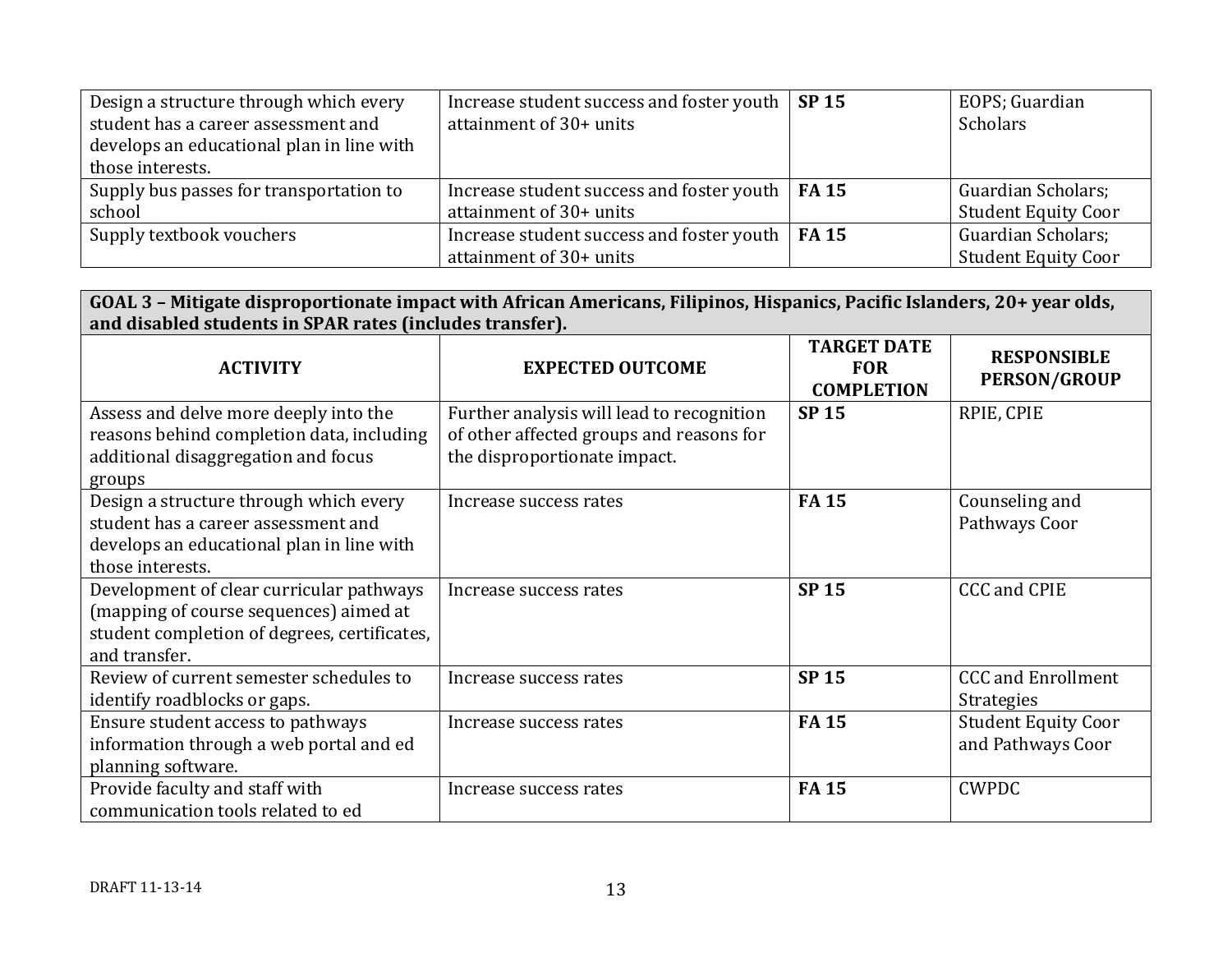| | | | |
|---|---|---|---|
| Design a structure through which every student has a career assessment and develops an educational plan in line with those interests. | Increase student success and foster youth attainment of 30+ units | **SP 15** | EOPS; Guardian Scholars |
| Supply bus passes for transportation to school | Increase student success and foster youth attainment of 30+ units | **FA 15** | Guardian Scholars; Student Equity Coor |
| Supply textbook vouchers | Increase student success and foster youth attainment of 30+ units | **FA 15** | Guardian Scholars; Student Equity Coor |

| **GOAL 3 – Mitigate disproportionate impact with African Americans, Filipinos, Hispanics, Pacific Islanders, 20+ year olds, and disabled students in SPAR rates (includes transfer).** | | | |
|---|---|---|---|
| **ACTIVITY** | **EXPECTED OUTCOME** | **TARGET DATE FOR COMPLETION** | **RESPONSIBLE PERSON/GROUP** |
| Assess and delve more deeply into the reasons behind completion data, including additional disaggregation and focus groups | Further analysis will lead to recognition of other affected groups and reasons for the disproportionate impact. | **SP 15** | RPIE, CPIE |
| Design a structure through which every student has a career assessment and develops an educational plan in line with those interests. | Increase success rates | **FA 15** | Counseling and Pathways Coor |
| Development of clear curricular pathways (mapping of course sequences) aimed at student completion of degrees, certificates, and transfer. | Increase success rates | **SP 15** | CCC and CPIE |
| Review of current semester schedules to identify roadblocks or gaps. | Increase success rates | **SP 15** | CCC and Enrollment Strategies |
| Ensure student access to pathways information through a web portal and ed planning software. | Increase success rates | **FA 15** | Student Equity Coor and Pathways Coor |
| Provide faculty and staff with communication tools related to ed | Increase success rates | **FA 15** | CWPDC |

DRAFT 11-13-14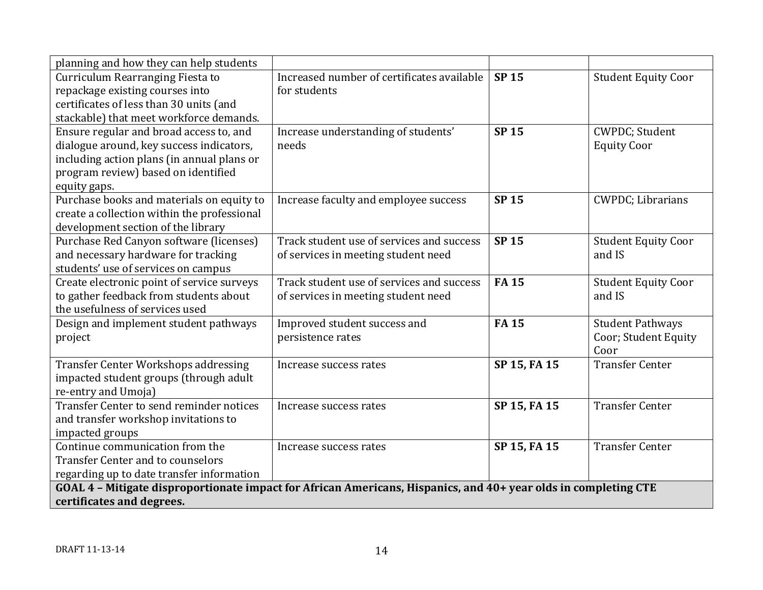| | | | |
|---|---|---|---|
| planning and how they can help students | | | |
| Curriculum Rearranging Fiesta to repackage existing courses into certificates of less than 30 units (and stackable) that meet workforce demands. | Increased number of certificates available for students | **SP 15** | Student Equity Coor |
| Ensure regular and broad access to, and dialogue around, key success indicators, including action plans (in annual plans or program review) based on identified equity gaps. | Increase understanding of students' needs | **SP 15** | CWPDC; Student Equity Coor |
| Purchase books and materials on equity to create a collection within the professional development section of the library | Increase faculty and employee success | **SP 15** | CWPDC; Librarians |
| Purchase Red Canyon software (licenses) and necessary hardware for tracking students' use of services on campus | Track student use of services and success of services in meeting student need | **SP 15** | Student Equity Coor and IS |
| Create electronic point of service surveys to gather feedback from students about the usefulness of services used | Track student use of services and success of services in meeting student need | **FA 15** | Student Equity Coor and IS |
| Design and implement student pathways project | Improved student success and persistence rates | **FA 15** | Student Pathways Coor; Student Equity Coor |
| Transfer Center Workshops addressing impacted student groups (through adult re-entry and Umoja) | Increase success rates | **SP 15, FA 15** | Transfer Center |
| Transfer Center to send reminder notices and transfer workshop invitations to impacted groups | Increase success rates | **SP 15, FA 15** | Transfer Center |
| Continue communication from the Transfer Center and to counselors regarding up to date transfer information | Increase success rates | **SP 15, FA 15** | Transfer Center |
| **GOAL 4 – Mitigate disproportionate impact for African Americans, Hispanics, and 40+ year olds in completing CTE certificates and degrees.** | | | |

DRAFT 11-13-14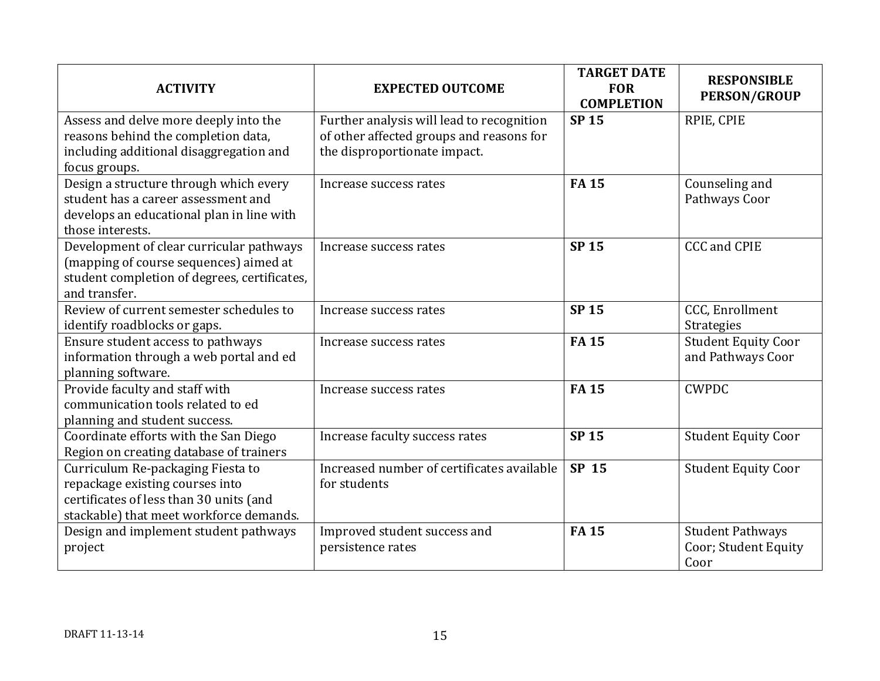| ACTIVITY | EXPECTED OUTCOME | TARGET DATE FOR COMPLETION | RESPONSIBLE PERSON/GROUP |
|---|---|---|---|
| Assess and delve more deeply into the reasons behind the completion data, including additional disaggregation and focus groups. | Further analysis will lead to recognition of other affected groups and reasons for the disproportionate impact. | **SP 15** | RPIE, CPIE |
| Design a structure through which every student has a career assessment and develops an educational plan in line with those interests. | Increase success rates | **FA 15** | Counseling and Pathways Coor |
| Development of clear curricular pathways (mapping of course sequences) aimed at student completion of degrees, certificates, and transfer. | Increase success rates | **SP 15** | CCC and CPIE |
| Review of current semester schedules to identify roadblocks or gaps. | Increase success rates | **SP 15** | CCC, Enrollment Strategies |
| Ensure student access to pathways information through a web portal and ed planning software. | Increase success rates | **FA 15** | Student Equity Coor and Pathways Coor |
| Provide faculty and staff with communication tools related to ed planning and student success. | Increase success rates | **FA 15** | CWPDC |
| Coordinate efforts with the San Diego Region on creating database of trainers | Increase faculty success rates | **SP 15** | Student Equity Coor |
| Curriculum Re-packaging Fiesta to repackage existing courses into certificates of less than 30 units (and stackable) that meet workforce demands. | Increased number of certificates available for students | **SP 15** | Student Equity Coor |
| Design and implement student pathways project | Improved student success and persistence rates | **FA 15** | Student Pathways Coor; Student Equity Coor |

DRAFT 11-13-14